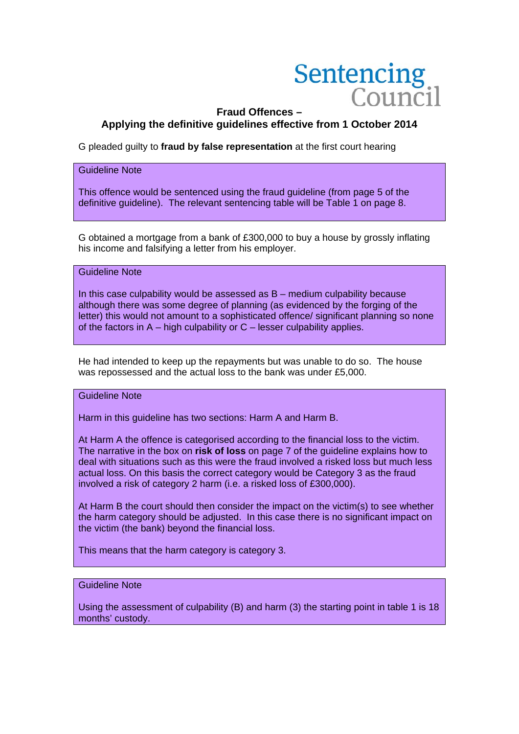Sentencing Council

## Fraud Offences – Applying the definitive guidelines effective from 1 October 2014

G pleaded guilty to **fraud by false representation** at the first court hearing

> Guideline Note
>
> This offence would be sentenced using the fraud guideline (from page 5 of the definitive guideline). The relevant sentencing table will be Table 1 on page 8.

G obtained a mortgage from a bank of £300,000 to buy a house by grossly inflating his income and falsifying a letter from his employer.

> Guideline Note
>
> In this case culpability would be assessed as B – medium culpability because although there was some degree of planning (as evidenced by the forging of the letter) this would not amount to a sophisticated offence/ significant planning so none of the factors in A – high culpability or C – lesser culpability applies.

He had intended to keep up the repayments but was unable to do so. The house was repossessed and the actual loss to the bank was under £5,000.

> Guideline Note
>
> Harm in this guideline has two sections: Harm A and Harm B.
>
> At Harm A the offence is categorised according to the financial loss to the victim. The narrative in the box on **risk of loss** on page 7 of the guideline explains how to deal with situations such as this were the fraud involved a risked loss but much less actual loss. On this basis the correct category would be Category 3 as the fraud involved a risk of category 2 harm (i.e. a risked loss of £300,000).
>
> At Harm B the court should then consider the impact on the victim(s) to see whether the harm category should be adjusted. In this case there is no significant impact on the victim (the bank) beyond the financial loss.
>
> This means that the harm category is category 3.

> Guideline Note
>
> Using the assessment of culpability (B) and harm (3) the starting point in table 1 is 18 months' custody.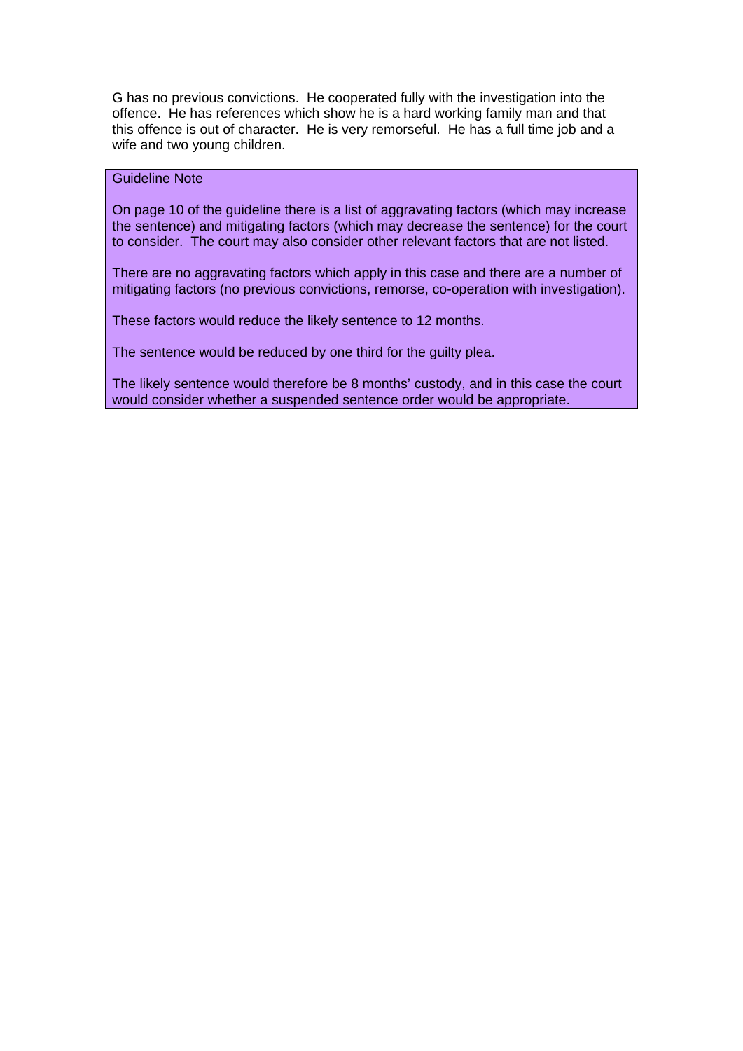G has no previous convictions. He cooperated fully with the investigation into the offence. He has references which show he is a hard working family man and that this offence is out of character. He is very remorseful. He has a full time job and a wife and two young children.

Guideline Note

On page 10 of the guideline there is a list of aggravating factors (which may increase the sentence) and mitigating factors (which may decrease the sentence) for the court to consider. The court may also consider other relevant factors that are not listed.

There are no aggravating factors which apply in this case and there are a number of mitigating factors (no previous convictions, remorse, co-operation with investigation).

These factors would reduce the likely sentence to 12 months.

The sentence would be reduced by one third for the guilty plea.

The likely sentence would therefore be 8 months' custody, and in this case the court would consider whether a suspended sentence order would be appropriate.